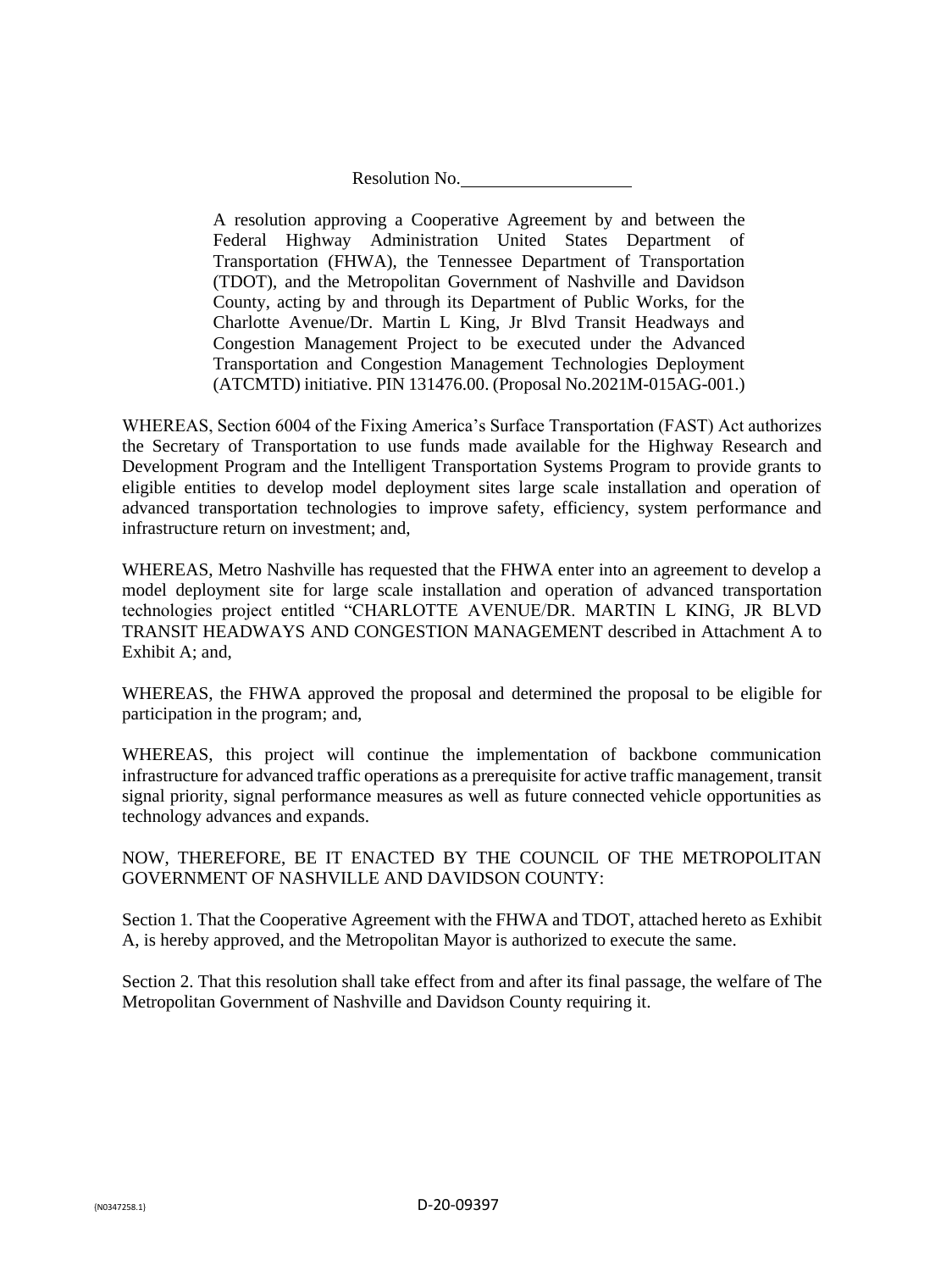Resolution No.\_\_\_\_\_\_\_\_\_\_\_\_\_\_\_\_\_\_\_

A resolution approving a Cooperative Agreement by and between the Federal Highway Administration United States Department of Transportation (FHWA), the Tennessee Department of Transportation (TDOT), and the Metropolitan Government of Nashville and Davidson County, acting by and through its Department of Public Works, for the Charlotte Avenue/Dr. Martin L King, Jr Blvd Transit Headways and Congestion Management Project to be executed under the Advanced Transportation and Congestion Management Technologies Deployment (ATCMTD) initiative. PIN 131476.00. (Proposal No.2021M-015AG-001.)

WHEREAS, Section 6004 of the Fixing America's Surface Transportation (FAST) Act authorizes the Secretary of Transportation to use funds made available for the Highway Research and Development Program and the Intelligent Transportation Systems Program to provide grants to eligible entities to develop model deployment sites large scale installation and operation of advanced transportation technologies to improve safety, efficiency, system performance and infrastructure return on investment; and,

WHEREAS, Metro Nashville has requested that the FHWA enter into an agreement to develop a model deployment site for large scale installation and operation of advanced transportation technologies project entitled "CHARLOTTE AVENUE/DR. MARTIN L KING, JR BLVD TRANSIT HEADWAYS AND CONGESTION MANAGEMENT described in Attachment A to Exhibit A; and,

WHEREAS, the FHWA approved the proposal and determined the proposal to be eligible for participation in the program; and,

WHEREAS, this project will continue the implementation of backbone communication infrastructure for advanced traffic operations as a prerequisite for active traffic management, transit signal priority, signal performance measures as well as future connected vehicle opportunities as technology advances and expands.

NOW, THEREFORE, BE IT ENACTED BY THE COUNCIL OF THE METROPOLITAN GOVERNMENT OF NASHVILLE AND DAVIDSON COUNTY:

Section 1. That the Cooperative Agreement with the FHWA and TDOT, attached hereto as Exhibit A, is hereby approved, and the Metropolitan Mayor is authorized to execute the same.

Section 2. That this resolution shall take effect from and after its final passage, the welfare of The Metropolitan Government of Nashville and Davidson County requiring it.

{N0347258.1} D-20-09397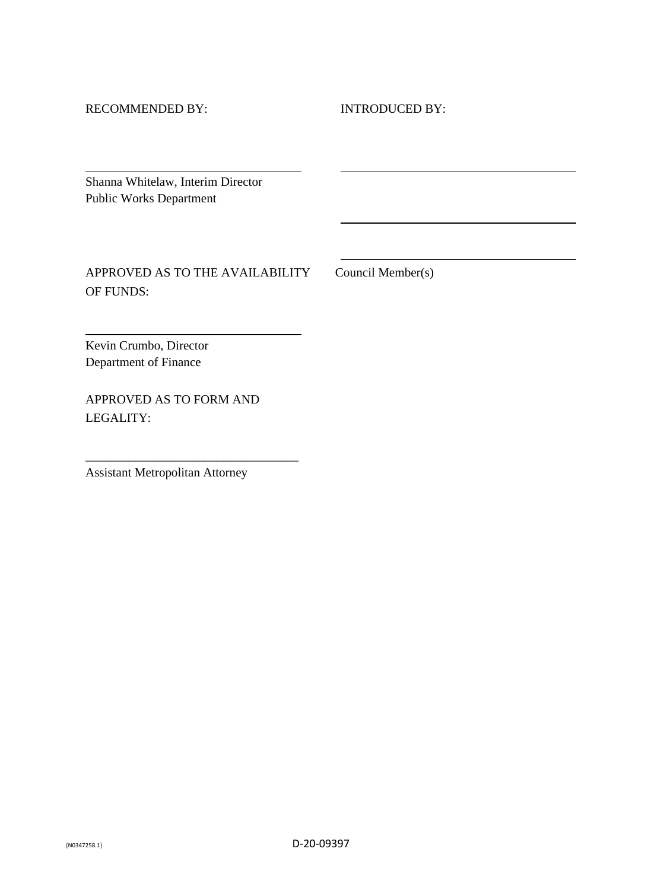RECOMMENDED BY:

______________________________
Shanna Whitelaw, Interim Director
Public Works Department

APPROVED AS TO THE AVAILABILITY OF FUNDS:

______________________________
Kevin Crumbo, Director
Department of Finance

APPROVED AS TO FORM AND LEGALITY:

______________________________
Assistant Metropolitan Attorney

INTRODUCED BY:

______________________________

______________________________

______________________________
Council Member(s)

{N0347258.1} D-20-09397